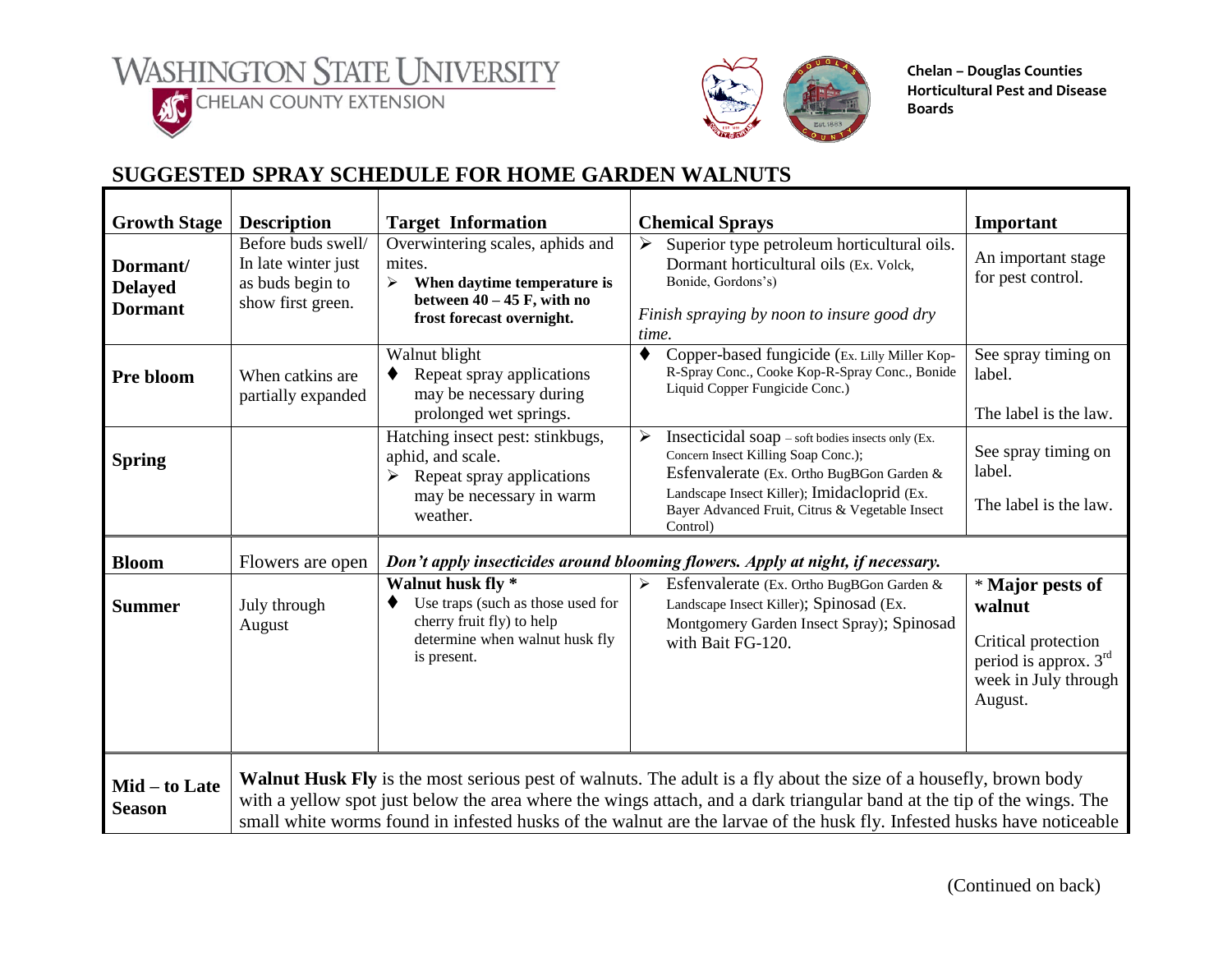**WASHINGTON STATE UNIVERSITY**
CHELAN COUNTY EXTENSION

**Chelan – Douglas Counties Horticultural Pest and Disease Boards**

## SUGGESTED SPRAY SCHEDULE FOR HOME GARDEN WALNUTS

| Growth Stage | Description | Target Information | Chemical Sprays | Important |
|---|---|---|---|---|
| **Dormant/ Delayed Dormant** | Before buds swell/ In late winter just as buds begin to show first green. | Overwintering scales, aphids and mites. ➢ **When daytime temperature is between 40 – 45 F, with no frost forecast overnight.** | ➢ Superior type petroleum horticultural oils. Dormant horticultural oils (Ex. Volck, Bonide, Gordons's) *Finish spraying by noon to insure good dry time.* | An important stage for pest control. |
| **Pre bloom** | When catkins are partially expanded | Walnut blight ♦ Repeat spray applications may be necessary during prolonged wet springs. | ♦ Copper-based fungicide (Ex. Lilly Miller Kop-R-Spray Conc., Cooke Kop-R-Spray Conc., Bonide Liquid Copper Fungicide Conc.) | See spray timing on label. The label is the law. |
| **Spring** | | Hatching insect pest: stinkbugs, aphid, and scale. ➢ Repeat spray applications may be necessary in warm weather. | ➢ Insecticidal soap – soft bodies insects only (Ex. Concern Insect Killing Soap Conc.); Esfenvalerate (Ex. Ortho BugBGon Garden & Landscape Insect Killer); Imidacloprid (Ex. Bayer Advanced Fruit, Citrus & Vegetable Insect Control) | See spray timing on label. The label is the law. |
| **Bloom** | Flowers are open | ***Don't apply insecticides around blooming flowers. Apply at night, if necessary.*** | | |
| **Summer** | July through August | **Walnut husk fly \*** ♦ Use traps (such as those used for cherry fruit fly) to help determine when walnut husk fly is present. | ➢ Esfenvalerate (Ex. Ortho BugBGon Garden & Landscape Insect Killer); Spinosad (Ex. Montgomery Garden Insect Spray); Spinosad with Bait FG-120. | \* **Major pests of walnut** Critical protection period is approx. 3rd week in July through August. |
| **Mid – to Late Season** | **Walnut Husk Fly** is the most serious pest of walnuts. The adult is a fly about the size of a housefly, brown body with a yellow spot just below the area where the wings attach, and a dark triangular band at the tip of the wings. The small white worms found in infested husks of the walnut are the larvae of the husk fly. Infested husks have noticeable | | | |

(Continued on back)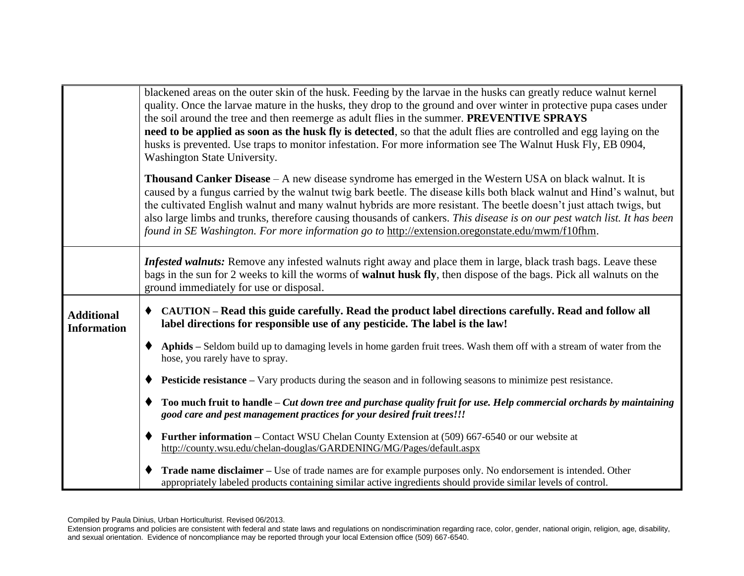| | |
|---|---|
| | blackened areas on the outer skin of the husk. Feeding by the larvae in the husks can greatly reduce walnut kernel quality. Once the larvae mature in the husks, they drop to the ground and over winter in protective pupa cases under the soil around the tree and then reemerge as adult flies in the summer. **PREVENTIVE SPRAYS need to be applied as soon as the husk fly is detected**, so that the adult flies are controlled and egg laying on the husks is prevented. Use traps to monitor infestation. For more information see The Walnut Husk Fly, EB 0904, Washington State University.<br><br>**Thousand Canker Disease** – A new disease syndrome has emerged in the Western USA on black walnut. It is caused by a fungus carried by the walnut twig bark beetle. The disease kills both black walnut and Hind's walnut, but the cultivated English walnut and many walnut hybrids are more resistant. The beetle doesn't just attach twigs, but also large limbs and trunks, therefore causing thousands of cankers. *This disease is on our pest watch list. It has been found in SE Washington. For more information go to* http://extension.oregonstate.edu/mwm/f10fhm. |
| | ***Infested walnuts:*** Remove any infested walnuts right away and place them in large, black trash bags. Leave these bags in the sun for 2 weeks to kill the worms of **walnut husk fly**, then dispose of the bags. Pick all walnuts on the ground immediately for use or disposal. |
| **Additional Information** | ♦ **CAUTION – Read this guide carefully. Read the product label directions carefully. Read and follow all label directions for responsible use of any pesticide. The label is the law!**<br><br>♦ **Aphids –** Seldom build up to damaging levels in home garden fruit trees. Wash them off with a stream of water from the hose, you rarely have to spray.<br><br>♦ **Pesticide resistance –** Vary products during the season and in following seasons to minimize pest resistance.<br><br>♦ **Too much fruit to handle –** ***Cut down tree and purchase quality fruit for use. Help commercial orchards by maintaining good care and pest management practices for your desired fruit trees!!!***<br><br>♦ **Further information –** Contact WSU Chelan County Extension at (509) 667-6540 or our website at http://county.wsu.edu/chelan-douglas/GARDENING/MG/Pages/default.aspx<br><br>♦ **Trade name disclaimer –** Use of trade names are for example purposes only. No endorsement is intended. Other appropriately labeled products containing similar active ingredients should provide similar levels of control. |

Compiled by Paula Dinius, Urban Horticulturist. Revised 06/2013.

Extension programs and policies are consistent with federal and state laws and regulations on nondiscrimination regarding race, color, gender, national origin, religion, age, disability, and sexual orientation. Evidence of noncompliance may be reported through your local Extension office (509) 667-6540.